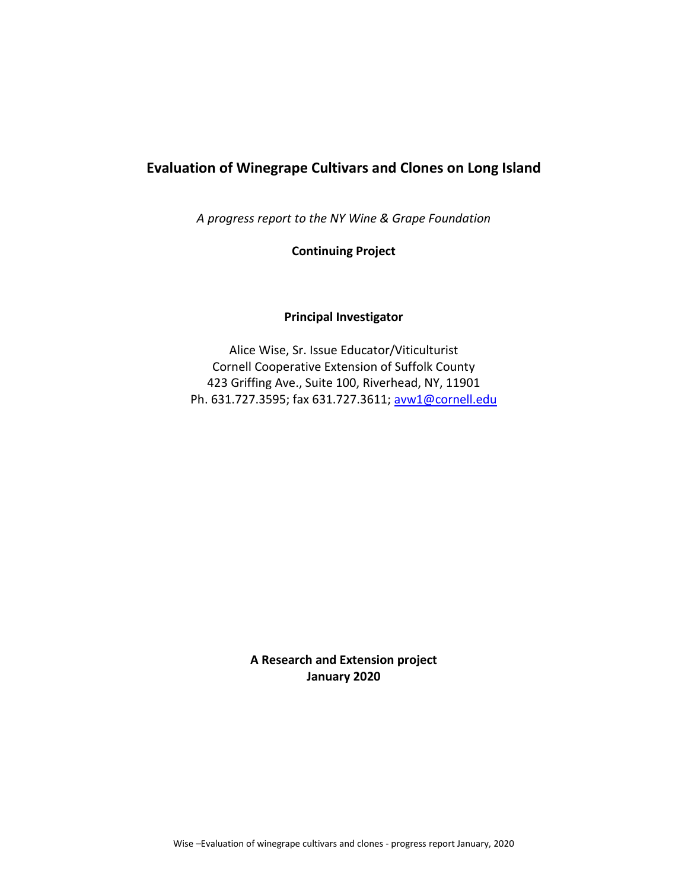# Evaluation of Winegrape Cultivars and Clones on Long Island

*A progress report to the NY Wine & Grape Foundation*

**Continuing Project**

**Principal Investigator**

Alice Wise, Sr. Issue Educator/Viticulturist
Cornell Cooperative Extension of Suffolk County
423 Griffing Ave., Suite 100, Riverhead, NY, 11901
Ph. 631.727.3595; fax 631.727.3611; avw1@cornell.edu

**A Research and Extension project**
**January 2020**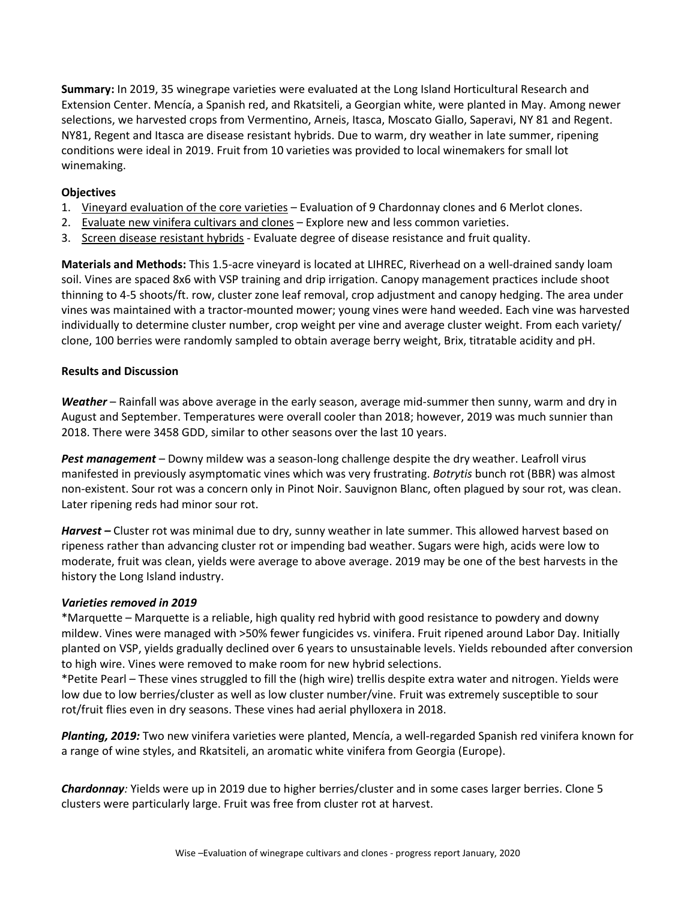**Summary:** In 2019, 35 winegrape varieties were evaluated at the Long Island Horticultural Research and Extension Center. Mencía, a Spanish red, and Rkatsiteli, a Georgian white, were planted in May. Among newer selections, we harvested crops from Vermentino, Arneis, Itasca, Moscato Giallo, Saperavi, NY 81 and Regent. NY81, Regent and Itasca are disease resistant hybrids. Due to warm, dry weather in late summer, ripening conditions were ideal in 2019. Fruit from 10 varieties was provided to local winemakers for small lot winemaking.

**Objectives**

1. Vineyard evaluation of the core varieties – Evaluation of 9 Chardonnay clones and 6 Merlot clones.
2. Evaluate new vinifera cultivars and clones – Explore new and less common varieties.
3. Screen disease resistant hybrids - Evaluate degree of disease resistance and fruit quality.

**Materials and Methods:** This 1.5-acre vineyard is located at LIHREC, Riverhead on a well-drained sandy loam soil. Vines are spaced 8x6 with VSP training and drip irrigation. Canopy management practices include shoot thinning to 4-5 shoots/ft. row, cluster zone leaf removal, crop adjustment and canopy hedging. The area under vines was maintained with a tractor-mounted mower; young vines were hand weeded. Each vine was harvested individually to determine cluster number, crop weight per vine and average cluster weight. From each variety/ clone, 100 berries were randomly sampled to obtain average berry weight, Brix, titratable acidity and pH.

**Results and Discussion**

***Weather*** – Rainfall was above average in the early season, average mid-summer then sunny, warm and dry in August and September. Temperatures were overall cooler than 2018; however, 2019 was much sunnier than 2018. There were 3458 GDD, similar to other seasons over the last 10 years.

***Pest management*** – Downy mildew was a season-long challenge despite the dry weather. Leafroll virus manifested in previously asymptomatic vines which was very frustrating. *Botrytis* bunch rot (BBR) was almost non-existent. Sour rot was a concern only in Pinot Noir. Sauvignon Blanc, often plagued by sour rot, was clean. Later ripening reds had minor sour rot.

***Harvest –*** Cluster rot was minimal due to dry, sunny weather in late summer. This allowed harvest based on ripeness rather than advancing cluster rot or impending bad weather. Sugars were high, acids were low to moderate, fruit was clean, yields were average to above average. 2019 may be one of the best harvests in the history the Long Island industry.

***Varieties removed in 2019***

*Marquette – Marquette is a reliable, high quality red hybrid with good resistance to powdery and downy mildew. Vines were managed with >50% fewer fungicides vs. vinifera. Fruit ripened around Labor Day. Initially planted on VSP, yields gradually declined over 6 years to unsustainable levels. Yields rebounded after conversion to high wire. Vines were removed to make room for new hybrid selections.

*Petite Pearl – These vines struggled to fill the (high wire) trellis despite extra water and nitrogen. Yields were low due to low berries/cluster as well as low cluster number/vine. Fruit was extremely susceptible to sour rot/fruit flies even in dry seasons. These vines had aerial phylloxera in 2018.

***Planting, 2019:*** Two new vinifera varieties were planted, Mencía, a well-regarded Spanish red vinifera known for a range of wine styles, and Rkatsiteli, an aromatic white vinifera from Georgia (Europe).

***Chardonnay:*** Yields were up in 2019 due to higher berries/cluster and in some cases larger berries. Clone 5 clusters were particularly large. Fruit was free from cluster rot at harvest.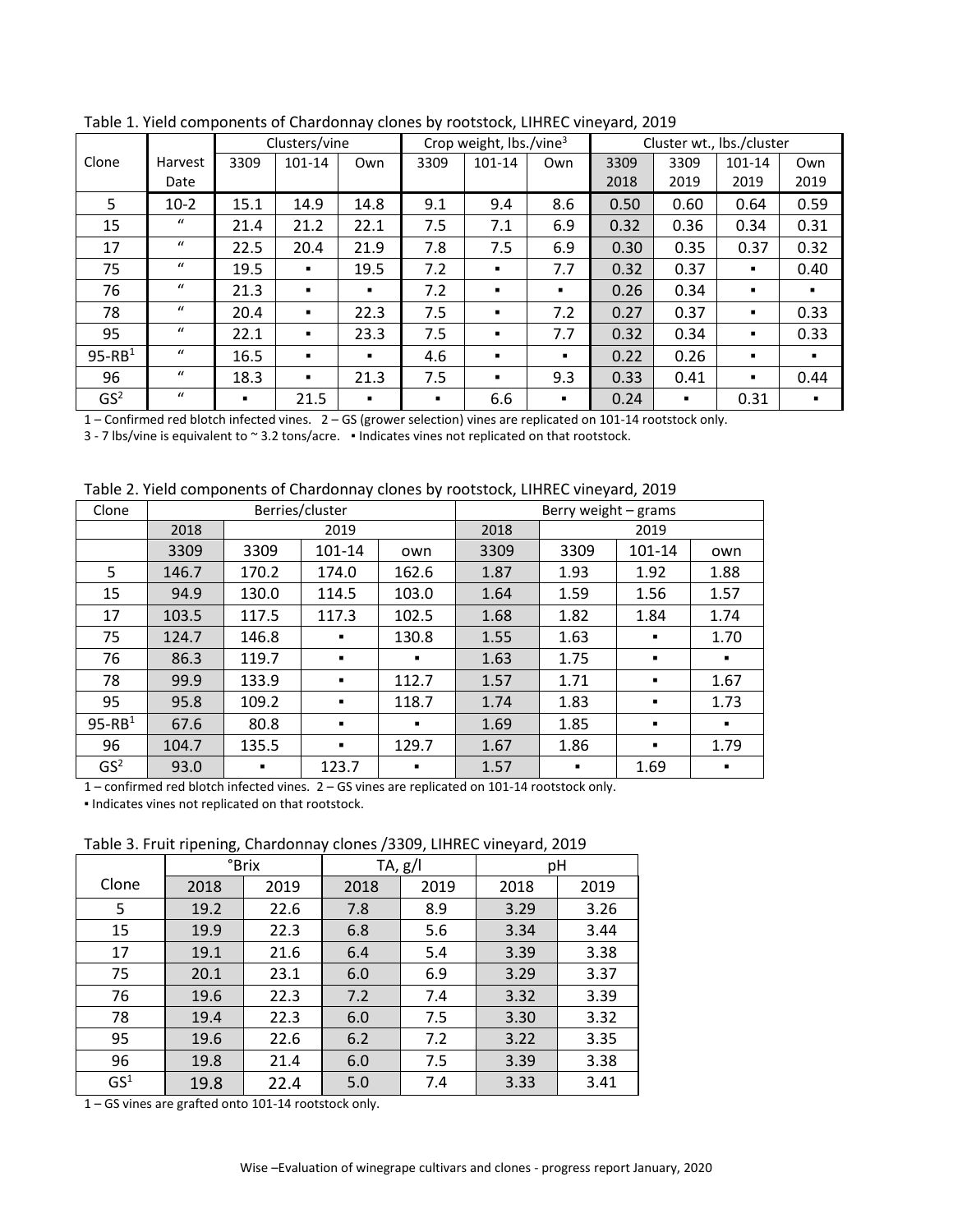Table 1. Yield components of Chardonnay clones by rootstock, LIHREC vineyard, 2019

| Clone | Harvest Date | Clusters/vine | | | Crop weight, lbs./vine[3] | | | Cluster wt., lbs./cluster | | | |
|---|---|---|---|---|---|---|---|---|---|---|---|
| | | 3309 | 101-14 | Own | 3309 | 101-14 | Own | 3309 2018 | 3309 2019 | 101-14 2019 | Own 2019 |
| 5 | 10-2 | 15.1 | 14.9 | 14.8 | 9.1 | 9.4 | 8.6 | 0.50 | 0.60 | 0.64 | 0.59 |
| 15 | " | 21.4 | 21.2 | 22.1 | 7.5 | 7.1 | 6.9 | 0.32 | 0.36 | 0.34 | 0.31 |
| 17 | " | 22.5 | 20.4 | 21.9 | 7.8 | 7.5 | 6.9 | 0.30 | 0.35 | 0.37 | 0.32 |
| 75 | " | 19.5 | ▪ | 19.5 | 7.2 | ▪ | 7.7 | 0.32 | 0.37 | ▪ | 0.40 |
| 76 | " | 21.3 | ▪ | ▪ | 7.2 | ▪ | ▪ | 0.26 | 0.34 | ▪ | ▪ |
| 78 | " | 20.4 | ▪ | 22.3 | 7.5 | ▪ | 7.2 | 0.27 | 0.37 | ▪ | 0.33 |
| 95 | " | 22.1 | ▪ | 23.3 | 7.5 | ▪ | 7.7 | 0.32 | 0.34 | ▪ | 0.33 |
| 95-RB[1] | " | 16.5 | ▪ | ▪ | 4.6 | ▪ | ▪ | 0.22 | 0.26 | ▪ | ▪ |
| 96 | " | 18.3 | ▪ | 21.3 | 7.5 | ▪ | 9.3 | 0.33 | 0.41 | ▪ | 0.44 |
| GS[2] | " | ▪ | 21.5 | ▪ | ▪ | 6.6 | ▪ | 0.24 | ▪ | 0.31 | ▪ |

1 – Confirmed red blotch infected vines. 2 – GS (grower selection) vines are replicated on 101-14 rootstock only.
3 - 7 lbs/vine is equivalent to ~ 3.2 tons/acre. ▪ Indicates vines not replicated on that rootstock.

Table 2. Yield components of Chardonnay clones by rootstock, LIHREC vineyard, 2019

| Clone | Berries/cluster | | | | Berry weight – grams | | | |
|---|---|---|---|---|---|---|---|---|
| | 2018 | 2019 | | | 2018 | 2019 | | |
| | 3309 | 3309 | 101-14 | own | 3309 | 3309 | 101-14 | own |
| 5 | 146.7 | 170.2 | 174.0 | 162.6 | 1.87 | 1.93 | 1.92 | 1.88 |
| 15 | 94.9 | 130.0 | 114.5 | 103.0 | 1.64 | 1.59 | 1.56 | 1.57 |
| 17 | 103.5 | 117.5 | 117.3 | 102.5 | 1.68 | 1.82 | 1.84 | 1.74 |
| 75 | 124.7 | 146.8 | ▪ | 130.8 | 1.55 | 1.63 | ▪ | 1.70 |
| 76 | 86.3 | 119.7 | ▪ | ▪ | 1.63 | 1.75 | ▪ | ▪ |
| 78 | 99.9 | 133.9 | ▪ | 112.7 | 1.57 | 1.71 | ▪ | 1.67 |
| 95 | 95.8 | 109.2 | ▪ | 118.7 | 1.74 | 1.83 | ▪ | 1.73 |
| 95-RB[1] | 67.6 | 80.8 | ▪ | ▪ | 1.69 | 1.85 | ▪ | ▪ |
| 96 | 104.7 | 135.5 | ▪ | 129.7 | 1.67 | 1.86 | ▪ | 1.79 |
| GS[2] | 93.0 | ▪ | 123.7 | ▪ | 1.57 | ▪ | 1.69 | ▪ |

1 – confirmed red blotch infected vines. 2 – GS vines are replicated on 101-14 rootstock only.
▪ Indicates vines not replicated on that rootstock.

Table 3. Fruit ripening, Chardonnay clones /3309, LIHREC vineyard, 2019

| Clone | °Brix | | TA, g/l | | pH | |
|---|---|---|---|---|---|---|
| | 2018 | 2019 | 2018 | 2019 | 2018 | 2019 |
| 5 | 19.2 | 22.6 | 7.8 | 8.9 | 3.29 | 3.26 |
| 15 | 19.9 | 22.3 | 6.8 | 5.6 | 3.34 | 3.44 |
| 17 | 19.1 | 21.6 | 6.4 | 5.4 | 3.39 | 3.38 |
| 75 | 20.1 | 23.1 | 6.0 | 6.9 | 3.29 | 3.37 |
| 76 | 19.6 | 22.3 | 7.2 | 7.4 | 3.32 | 3.39 |
| 78 | 19.4 | 22.3 | 6.0 | 7.5 | 3.30 | 3.32 |
| 95 | 19.6 | 22.6 | 6.2 | 7.2 | 3.22 | 3.35 |
| 96 | 19.8 | 21.4 | 6.0 | 7.5 | 3.39 | 3.38 |
| GS[1] | 19.8 | 22.4 | 5.0 | 7.4 | 3.33 | 3.41 |

1 – GS vines are grafted onto 101-14 rootstock only.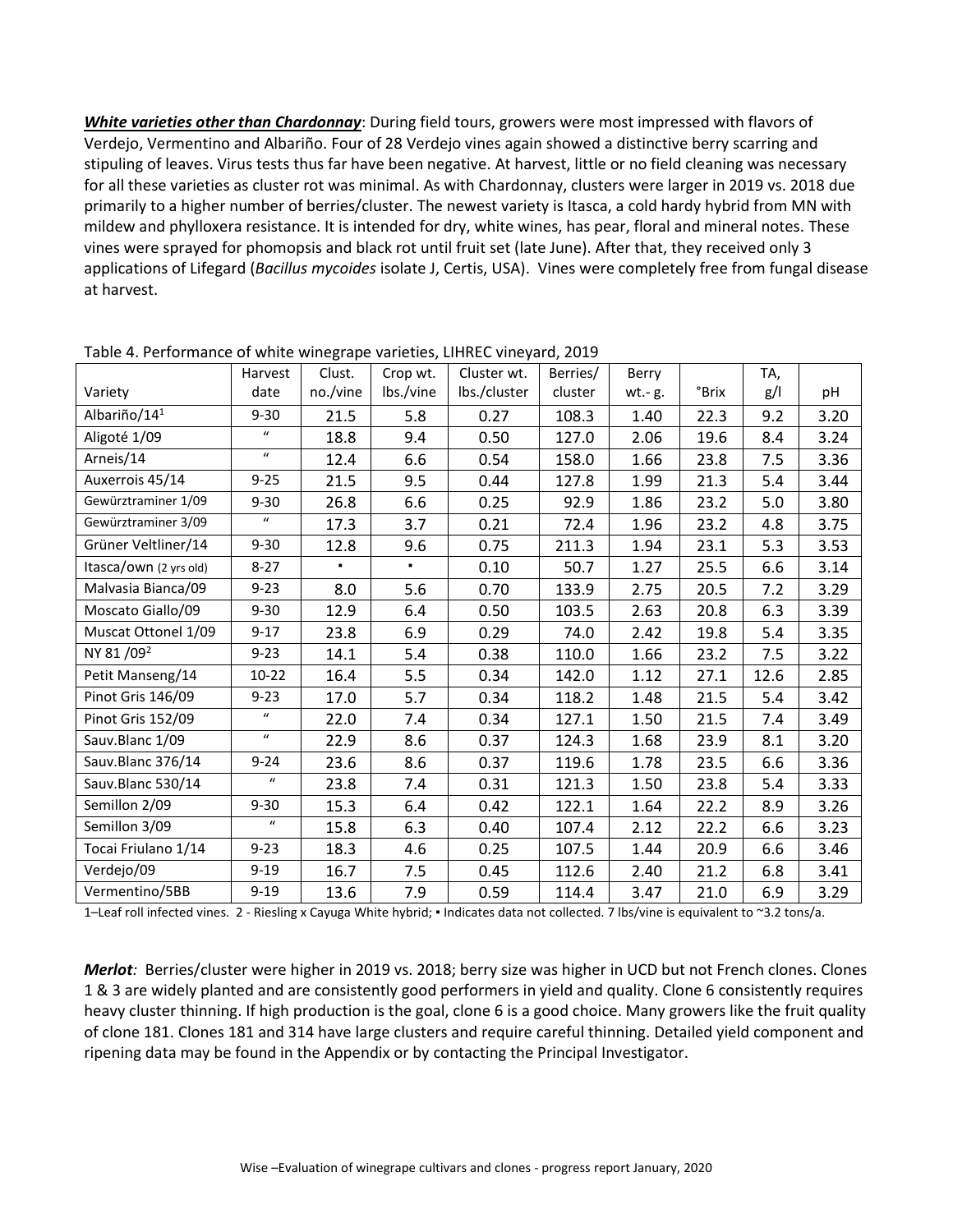***White varieties other than Chardonnay***: During field tours, growers were most impressed with flavors of Verdejo, Vermentino and Albariño. Four of 28 Verdejo vines again showed a distinctive berry scarring and stipuling of leaves. Virus tests thus far have been negative. At harvest, little or no field cleaning was necessary for all these varieties as cluster rot was minimal. As with Chardonnay, clusters were larger in 2019 vs. 2018 due primarily to a higher number of berries/cluster. The newest variety is Itasca, a cold hardy hybrid from MN with mildew and phylloxera resistance. It is intended for dry, white wines, has pear, floral and mineral notes. These vines were sprayed for phomopsis and black rot until fruit set (late June). After that, they received only 3 applications of Lifegard (*Bacillus mycoides* isolate J, Certis, USA). Vines were completely free from fungal disease at harvest.

Table 4. Performance of white winegrape varieties, LIHREC vineyard, 2019

| Variety | Harvest date | Clust. no./vine | Crop wt. lbs./vine | Cluster wt. lbs./cluster | Berries/ cluster | Berry wt.- g. | °Brix | TA, g/l | pH |
|---|---|---|---|---|---|---|---|---|---|
| Albariño/14[1] | 9-30 | 21.5 | 5.8 | 0.27 | 108.3 | 1.40 | 22.3 | 9.2 | 3.20 |
| Aligoté 1/09 | " | 18.8 | 9.4 | 0.50 | 127.0 | 2.06 | 19.6 | 8.4 | 3.24 |
| Arneis/14 | " | 12.4 | 6.6 | 0.54 | 158.0 | 1.66 | 23.8 | 7.5 | 3.36 |
| Auxerrois 45/14 | 9-25 | 21.5 | 9.5 | 0.44 | 127.8 | 1.99 | 21.3 | 5.4 | 3.44 |
| Gewürztraminer 1/09 | 9-30 | 26.8 | 6.6 | 0.25 | 92.9 | 1.86 | 23.2 | 5.0 | 3.80 |
| Gewürztraminer 3/09 | " | 17.3 | 3.7 | 0.21 | 72.4 | 1.96 | 23.2 | 4.8 | 3.75 |
| Grüner Veltliner/14 | 9-30 | 12.8 | 9.6 | 0.75 | 211.3 | 1.94 | 23.1 | 5.3 | 3.53 |
| Itasca/own (2 yrs old) | 8-27 | ▪ | ▪ | 0.10 | 50.7 | 1.27 | 25.5 | 6.6 | 3.14 |
| Malvasia Bianca/09 | 9-23 | 8.0 | 5.6 | 0.70 | 133.9 | 2.75 | 20.5 | 7.2 | 3.29 |
| Moscato Giallo/09 | 9-30 | 12.9 | 6.4 | 0.50 | 103.5 | 2.63 | 20.8 | 6.3 | 3.39 |
| Muscat Ottonel 1/09 | 9-17 | 23.8 | 6.9 | 0.29 | 74.0 | 2.42 | 19.8 | 5.4 | 3.35 |
| NY 81 /09[2] | 9-23 | 14.1 | 5.4 | 0.38 | 110.0 | 1.66 | 23.2 | 7.5 | 3.22 |
| Petit Manseng/14 | 10-22 | 16.4 | 5.5 | 0.34 | 142.0 | 1.12 | 27.1 | 12.6 | 2.85 |
| Pinot Gris 146/09 | 9-23 | 17.0 | 5.7 | 0.34 | 118.2 | 1.48 | 21.5 | 5.4 | 3.42 |
| Pinot Gris 152/09 | " | 22.0 | 7.4 | 0.34 | 127.1 | 1.50 | 21.5 | 7.4 | 3.49 |
| Sauv.Blanc 1/09 | " | 22.9 | 8.6 | 0.37 | 124.3 | 1.68 | 23.9 | 8.1 | 3.20 |
| Sauv.Blanc 376/14 | 9-24 | 23.6 | 8.6 | 0.37 | 119.6 | 1.78 | 23.5 | 6.6 | 3.36 |
| Sauv.Blanc 530/14 | " | 23.8 | 7.4 | 0.31 | 121.3 | 1.50 | 23.8 | 5.4 | 3.33 |
| Semillon 2/09 | 9-30 | 15.3 | 6.4 | 0.42 | 122.1 | 1.64 | 22.2 | 8.9 | 3.26 |
| Semillon 3/09 | " | 15.8 | 6.3 | 0.40 | 107.4 | 2.12 | 22.2 | 6.6 | 3.23 |
| Tocai Friulano 1/14 | 9-23 | 18.3 | 4.6 | 0.25 | 107.5 | 1.44 | 20.9 | 6.6 | 3.46 |
| Verdejo/09 | 9-19 | 16.7 | 7.5 | 0.45 | 112.6 | 2.40 | 21.2 | 6.8 | 3.41 |
| Vermentino/5BB | 9-19 | 13.6 | 7.9 | 0.59 | 114.4 | 3.47 | 21.0 | 6.9 | 3.29 |

1–Leaf roll infected vines. 2 - Riesling x Cayuga White hybrid; ▪ Indicates data not collected. 7 lbs/vine is equivalent to ~3.2 tons/a.

***Merlot****:* Berries/cluster were higher in 2019 vs. 2018; berry size was higher in UCD but not French clones. Clones 1 & 3 are widely planted and are consistently good performers in yield and quality. Clone 6 consistently requires heavy cluster thinning. If high production is the goal, clone 6 is a good choice. Many growers like the fruit quality of clone 181. Clones 181 and 314 have large clusters and require careful thinning. Detailed yield component and ripening data may be found in the Appendix or by contacting the Principal Investigator.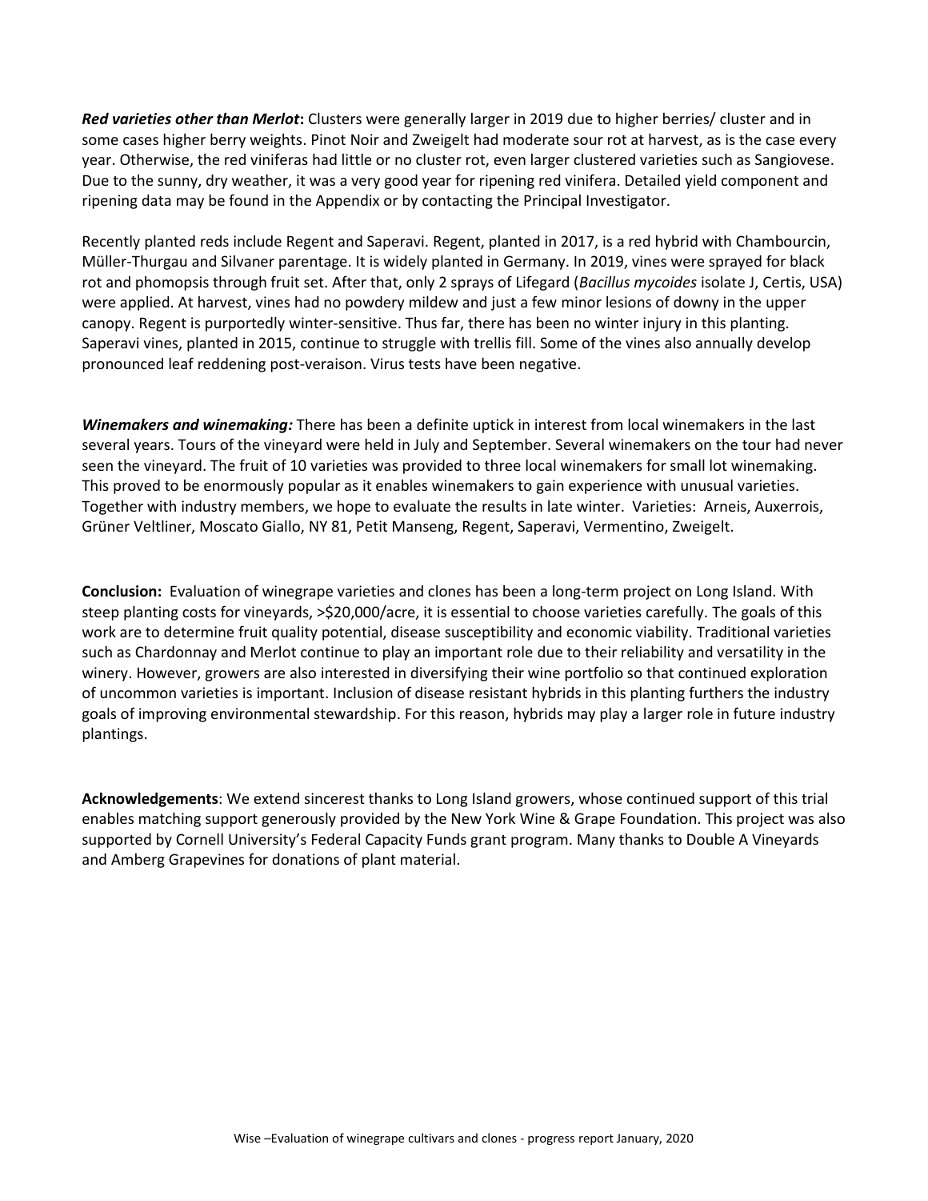***Red varieties other than Merlot*:** Clusters were generally larger in 2019 due to higher berries/ cluster and in some cases higher berry weights. Pinot Noir and Zweigelt had moderate sour rot at harvest, as is the case every year. Otherwise, the red viniferas had little or no cluster rot, even larger clustered varieties such as Sangiovese. Due to the sunny, dry weather, it was a very good year for ripening red vinifera. Detailed yield component and ripening data may be found in the Appendix or by contacting the Principal Investigator.

Recently planted reds include Regent and Saperavi. Regent, planted in 2017, is a red hybrid with Chambourcin, Müller-Thurgau and Silvaner parentage. It is widely planted in Germany. In 2019, vines were sprayed for black rot and phomopsis through fruit set. After that, only 2 sprays of Lifegard (*Bacillus mycoides* isolate J, Certis, USA) were applied. At harvest, vines had no powdery mildew and just a few minor lesions of downy in the upper canopy. Regent is purportedly winter-sensitive. Thus far, there has been no winter injury in this planting. Saperavi vines, planted in 2015, continue to struggle with trellis fill. Some of the vines also annually develop pronounced leaf reddening post-veraison. Virus tests have been negative.

***Winemakers and winemaking:*** There has been a definite uptick in interest from local winemakers in the last several years. Tours of the vineyard were held in July and September. Several winemakers on the tour had never seen the vineyard. The fruit of 10 varieties was provided to three local winemakers for small lot winemaking. This proved to be enormously popular as it enables winemakers to gain experience with unusual varieties. Together with industry members, we hope to evaluate the results in late winter. Varieties: Arneis, Auxerrois, Grüner Veltliner, Moscato Giallo, NY 81, Petit Manseng, Regent, Saperavi, Vermentino, Zweigelt.

**Conclusion:** Evaluation of winegrape varieties and clones has been a long-term project on Long Island. With steep planting costs for vineyards, >$20,000/acre, it is essential to choose varieties carefully. The goals of this work are to determine fruit quality potential, disease susceptibility and economic viability. Traditional varieties such as Chardonnay and Merlot continue to play an important role due to their reliability and versatility in the winery. However, growers are also interested in diversifying their wine portfolio so that continued exploration of uncommon varieties is important. Inclusion of disease resistant hybrids in this planting furthers the industry goals of improving environmental stewardship. For this reason, hybrids may play a larger role in future industry plantings.

**Acknowledgements**: We extend sincerest thanks to Long Island growers, whose continued support of this trial enables matching support generously provided by the New York Wine & Grape Foundation. This project was also supported by Cornell University's Federal Capacity Funds grant program. Many thanks to Double A Vineyards and Amberg Grapevines for donations of plant material.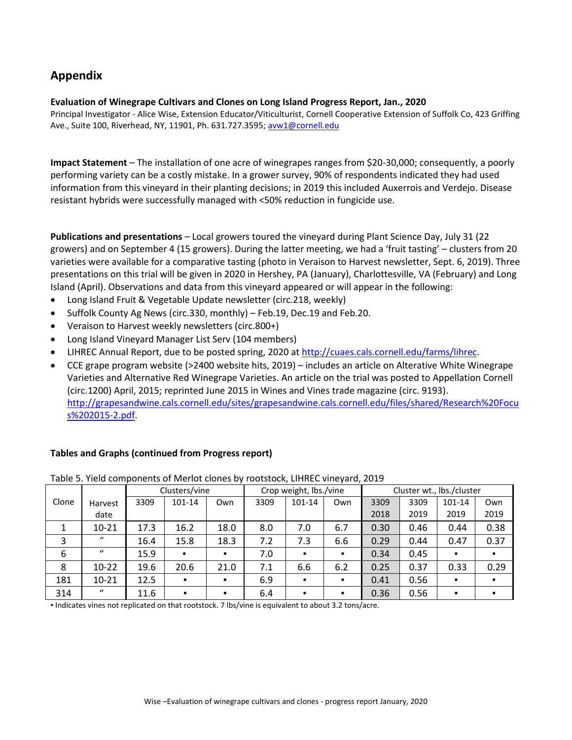## Appendix

**Evaluation of Winegrape Cultivars and Clones on Long Island Progress Report, Jan., 2020**

Principal Investigator - Alice Wise, Extension Educator/Viticulturist, Cornell Cooperative Extension of Suffolk Co, 423 Griffing Ave., Suite 100, Riverhead, NY, 11901, Ph. 631.727.3595; avw1@cornell.edu

**Impact Statement** – The installation of one acre of winegrapes ranges from $20-30,000; consequently, a poorly performing variety can be a costly mistake. In a grower survey, 90% of respondents indicated they had used information from this vineyard in their planting decisions; in 2019 this included Auxerrois and Verdejo. Disease resistant hybrids were successfully managed with <50% reduction in fungicide use.

**Publications and presentations** – Local growers toured the vineyard during Plant Science Day, July 31 (22 growers) and on September 4 (15 growers). During the latter meeting, we had a 'fruit tasting' – clusters from 20 varieties were available for a comparative tasting (photo in Veraison to Harvest newsletter, Sept. 6, 2019). Three presentations on this trial will be given in 2020 in Hershey, PA (January), Charlottesville, VA (February) and Long Island (April). Observations and data from this vineyard appeared or will appear in the following:

- Long Island Fruit & Vegetable Update newsletter (circ.218, weekly)
- Suffolk County Ag News (circ.330, monthly) – Feb.19, Dec.19 and Feb.20.
- Veraison to Harvest weekly newsletters (circ.800+)
- Long Island Vineyard Manager List Serv (104 members)
- LIHREC Annual Report, due to be posted spring, 2020 at http://cuaes.cals.cornell.edu/farms/lihrec.
- CCE grape program website (>2400 website hits, 2019) – includes an article on Alterative White Winegrape Varieties and Alternative Red Winegrape Varieties. An article on the trial was posted to Appellation Cornell (circ.1200) April, 2015; reprinted June 2015 in Wines and Vines trade magazine (circ. 9193). http://grapesandwine.cals.cornell.edu/sites/grapesandwine.cals.cornell.edu/files/shared/Research%20Focus%202015-2.pdf.

**Tables and Graphs (continued from Progress report)**

Table 5. Yield components of Merlot clones by rootstock, LIHREC vineyard, 2019

| Clone | Harvest date | Clusters/vine | | | Crop weight, lbs./vine | | | Cluster wt., lbs./cluster | | | |
|---|---|---|---|---|---|---|---|---|---|---|---|
| | | 3309 | 101-14 | Own | 3309 | 101-14 | Own | 3309 2018 | 3309 2019 | 101-14 2019 | Own 2019 |
| 1 | 10-21 | 17.3 | 16.2 | 18.0 | 8.0 | 7.0 | 6.7 | 0.30 | 0.46 | 0.44 | 0.38 |
| 3 | " | 16.4 | 15.8 | 18.3 | 7.2 | 7.3 | 6.6 | 0.29 | 0.44 | 0.47 | 0.37 |
| 6 | " | 15.9 | ▪ | ▪ | 7.0 | ▪ | ▪ | 0.34 | 0.45 | ▪ | ▪ |
| 8 | 10-22 | 19.6 | 20.6 | 21.0 | 7.1 | 6.6 | 6.2 | 0.25 | 0.37 | 0.33 | 0.29 |
| 181 | 10-21 | 12.5 | ▪ | ▪ | 6.9 | ▪ | ▪ | 0.41 | 0.56 | ▪ | ▪ |
| 314 | " | 11.6 | ▪ | ▪ | 6.4 | ▪ | ▪ | 0.36 | 0.56 | ▪ | ▪ |

▪ Indicates vines not replicated on that rootstock. 7 lbs/vine is equivalent to about 3.2 tons/acre.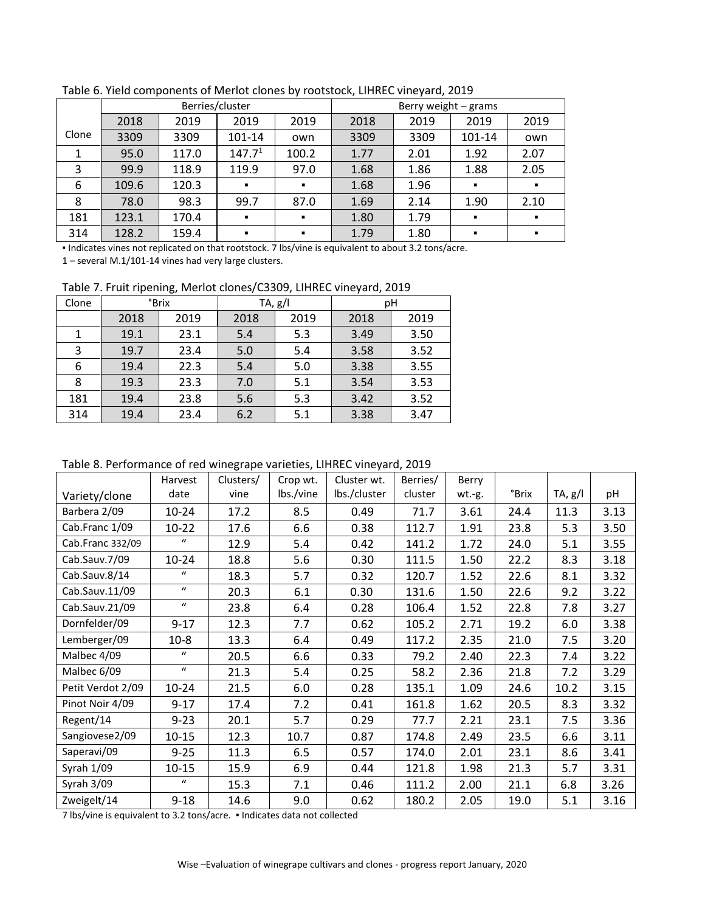Table 6. Yield components of Merlot clones by rootstock, LIHREC vineyard, 2019

| | Berries/cluster | | | | Berry weight – grams | | | |
|---|---|---|---|---|---|---|---|---|
| | 2018 | 2019 | 2019 | 2019 | 2018 | 2019 | 2019 | 2019 |
| Clone | 3309 | 3309 | 101-14 | own | 3309 | 3309 | 101-14 | own |
| 1 | 95.0 | 117.0 | 147.7[1] | 100.2 | 1.77 | 2.01 | 1.92 | 2.07 |
| 3 | 99.9 | 118.9 | 119.9 | 97.0 | 1.68 | 1.86 | 1.88 | 2.05 |
| 6 | 109.6 | 120.3 | ▪ | ▪ | 1.68 | 1.96 | ▪ | ▪ |
| 8 | 78.0 | 98.3 | 99.7 | 87.0 | 1.69 | 2.14 | 1.90 | 2.10 |
| 181 | 123.1 | 170.4 | ▪ | ▪ | 1.80 | 1.79 | ▪ | ▪ |
| 314 | 128.2 | 159.4 | ▪ | ▪ | 1.79 | 1.80 | ▪ | ▪ |

▪ Indicates vines not replicated on that rootstock. 7 lbs/vine is equivalent to about 3.2 tons/acre.

1 – several M.1/101-14 vines had very large clusters.

Table 7. Fruit ripening, Merlot clones/C3309, LIHREC vineyard, 2019

| Clone | °Brix | | TA, g/l | | pH | |
|---|---|---|---|---|---|---|
| | 2018 | 2019 | 2018 | 2019 | 2018 | 2019 |
| 1 | 19.1 | 23.1 | 5.4 | 5.3 | 3.49 | 3.50 |
| 3 | 19.7 | 23.4 | 5.0 | 5.4 | 3.58 | 3.52 |
| 6 | 19.4 | 22.3 | 5.4 | 5.0 | 3.38 | 3.55 |
| 8 | 19.3 | 23.3 | 7.0 | 5.1 | 3.54 | 3.53 |
| 181 | 19.4 | 23.8 | 5.6 | 5.3 | 3.42 | 3.52 |
| 314 | 19.4 | 23.4 | 6.2 | 5.1 | 3.38 | 3.47 |

Table 8. Performance of red winegrape varieties, LIHREC vineyard, 2019

| Variety/clone | Harvest date | Clusters/ vine | Crop wt. lbs./vine | Cluster wt. lbs./cluster | Berries/ cluster | Berry wt.-g. | °Brix | TA, g/l | pH |
|---|---|---|---|---|---|---|---|---|---|
| Barbera 2/09 | 10-24 | 17.2 | 8.5 | 0.49 | 71.7 | 3.61 | 24.4 | 11.3 | 3.13 |
| Cab.Franc 1/09 | 10-22 | 17.6 | 6.6 | 0.38 | 112.7 | 1.91 | 23.8 | 5.3 | 3.50 |
| Cab.Franc 332/09 | " | 12.9 | 5.4 | 0.42 | 141.2 | 1.72 | 24.0 | 5.1 | 3.55 |
| Cab.Sauv.7/09 | 10-24 | 18.8 | 5.6 | 0.30 | 111.5 | 1.50 | 22.2 | 8.3 | 3.18 |
| Cab.Sauv.8/14 | " | 18.3 | 5.7 | 0.32 | 120.7 | 1.52 | 22.6 | 8.1 | 3.32 |
| Cab.Sauv.11/09 | " | 20.3 | 6.1 | 0.30 | 131.6 | 1.50 | 22.6 | 9.2 | 3.22 |
| Cab.Sauv.21/09 | " | 23.8 | 6.4 | 0.28 | 106.4 | 1.52 | 22.8 | 7.8 | 3.27 |
| Dornfelder/09 | 9-17 | 12.3 | 7.7 | 0.62 | 105.2 | 2.71 | 19.2 | 6.0 | 3.38 |
| Lemberger/09 | 10-8 | 13.3 | 6.4 | 0.49 | 117.2 | 2.35 | 21.0 | 7.5 | 3.20 |
| Malbec 4/09 | " | 20.5 | 6.6 | 0.33 | 79.2 | 2.40 | 22.3 | 7.4 | 3.22 |
| Malbec 6/09 | " | 21.3 | 5.4 | 0.25 | 58.2 | 2.36 | 21.8 | 7.2 | 3.29 |
| Petit Verdot 2/09 | 10-24 | 21.5 | 6.0 | 0.28 | 135.1 | 1.09 | 24.6 | 10.2 | 3.15 |
| Pinot Noir 4/09 | 9-17 | 17.4 | 7.2 | 0.41 | 161.8 | 1.62 | 20.5 | 8.3 | 3.32 |
| Regent/14 | 9-23 | 20.1 | 5.7 | 0.29 | 77.7 | 2.21 | 23.1 | 7.5 | 3.36 |
| Sangiovese2/09 | 10-15 | 12.3 | 10.7 | 0.87 | 174.8 | 2.49 | 23.5 | 6.6 | 3.11 |
| Saperavi/09 | 9-25 | 11.3 | 6.5 | 0.57 | 174.0 | 2.01 | 23.1 | 8.6 | 3.41 |
| Syrah 1/09 | 10-15 | 15.9 | 6.9 | 0.44 | 121.8 | 1.98 | 21.3 | 5.7 | 3.31 |
| Syrah 3/09 | " | 15.3 | 7.1 | 0.46 | 111.2 | 2.00 | 21.1 | 6.8 | 3.26 |
| Zweigelt/14 | 9-18 | 14.6 | 9.0 | 0.62 | 180.2 | 2.05 | 19.0 | 5.1 | 3.16 |

7 lbs/vine is equivalent to 3.2 tons/acre. ▪ Indicates data not collected